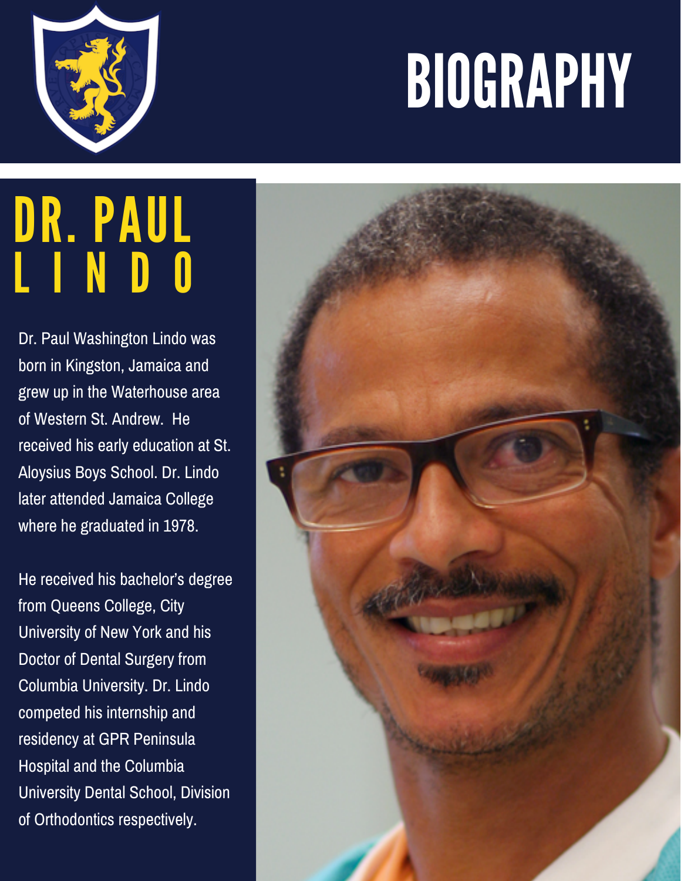# BIOGRAPHY

## DR. PAUL LINDO

Dr. Paul Washington Lindo was born in Kingston, Jamaica and grew up in the Waterhouse area of Western St. Andrew. He received his early education at St. Aloysius Boys School. Dr. Lindo later attended Jamaica College where he graduated in 1978.

He received his bachelor's degree from Queens College, City University of New York and his Doctor of Dental Surgery from Columbia University. Dr. Lindo competed his internship and residency at GPR Peninsula Hospital and the Columbia University Dental School, Division of Orthodontics respectively.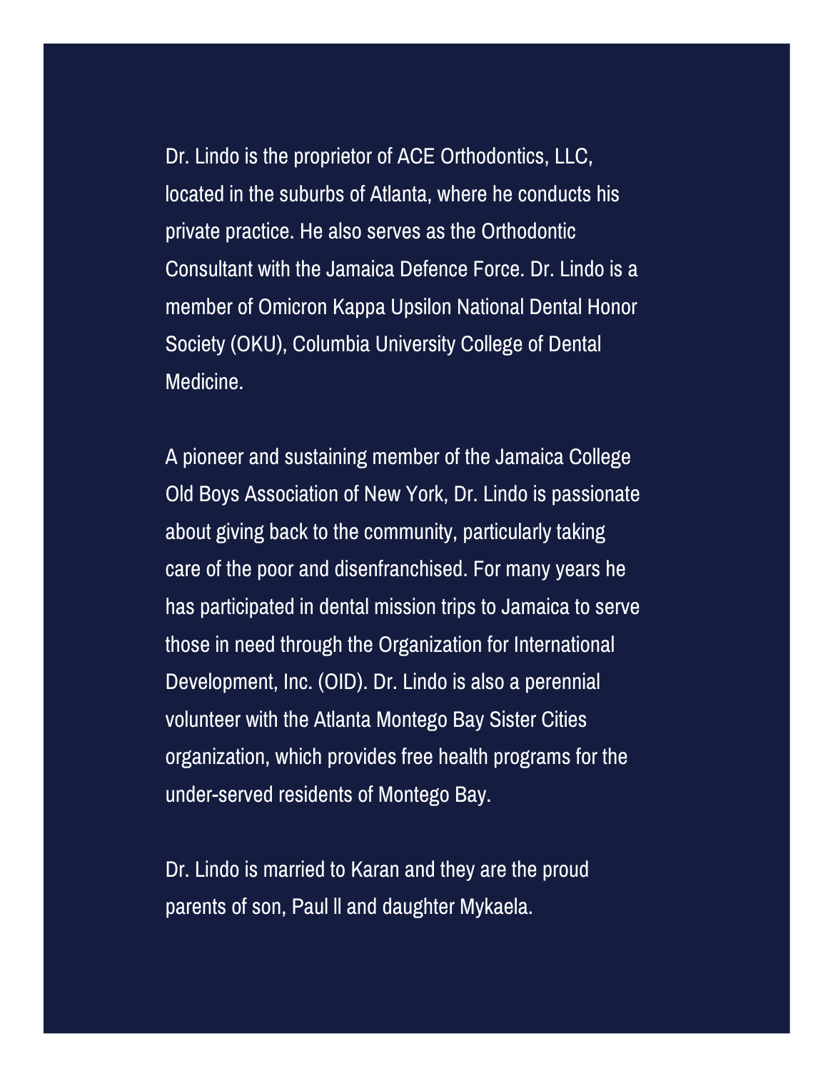Dr. Lindo is the proprietor of ACE Orthodontics, LLC, located in the suburbs of Atlanta, where he conducts his private practice. He also serves as the Orthodontic Consultant with the Jamaica Defence Force. Dr. Lindo is a member of Omicron Kappa Upsilon National Dental Honor Society (OKU), Columbia University College of Dental Medicine.

A pioneer and sustaining member of the Jamaica College Old Boys Association of New York, Dr. Lindo is passionate about giving back to the community, particularly taking care of the poor and disenfranchised. For many years he has participated in dental mission trips to Jamaica to serve those in need through the Organization for International Development, Inc. (OID). Dr. Lindo is also a perennial volunteer with the Atlanta Montego Bay Sister Cities organization, which provides free health programs for the under-served residents of Montego Bay.

Dr. Lindo is married to Karan and they are the proud parents of son, Paul ll and daughter Mykaela.